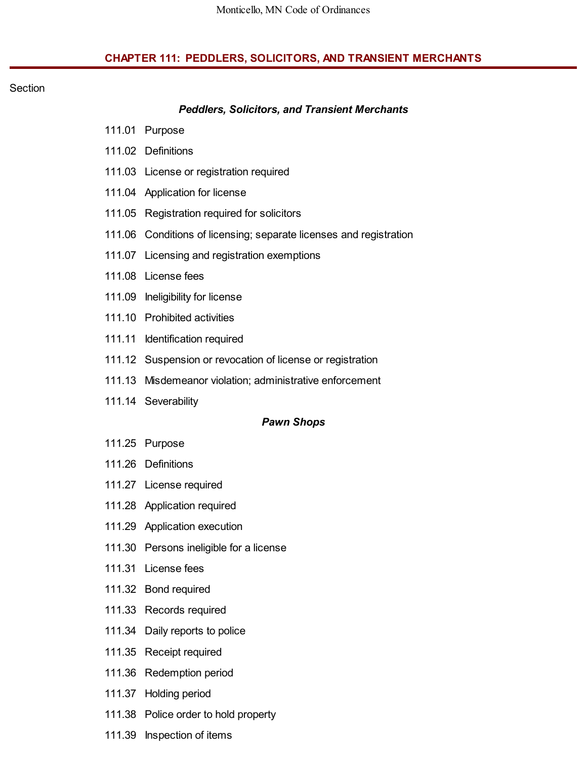# CHAPTER 111: PEDDLERS, SOLICITORS, AND TRANSIENT MERCHANTS

Section

***Peddlers, Solicitors, and Transient Merchants***

111.01 Purpose

111.02 Definitions

111.03 License or registration required

111.04 Application for license

111.05 Registration required for solicitors

111.06 Conditions of licensing; separate licenses and registration

111.07 Licensing and registration exemptions

111.08 License fees

111.09 Ineligibility for license

111.10 Prohibited activities

111.11 Identification required

111.12 Suspension or revocation of license or registration

111.13 Misdemeanor violation; administrative enforcement

111.14 Severability

***Pawn Shops***

111.25 Purpose

111.26 Definitions

111.27 License required

111.28 Application required

111.29 Application execution

111.30 Persons ineligible for a license

111.31 License fees

111.32 Bond required

111.33 Records required

111.34 Daily reports to police

111.35 Receipt required

111.36 Redemption period

111.37 Holding period

111.38 Police order to hold property

111.39 Inspection of items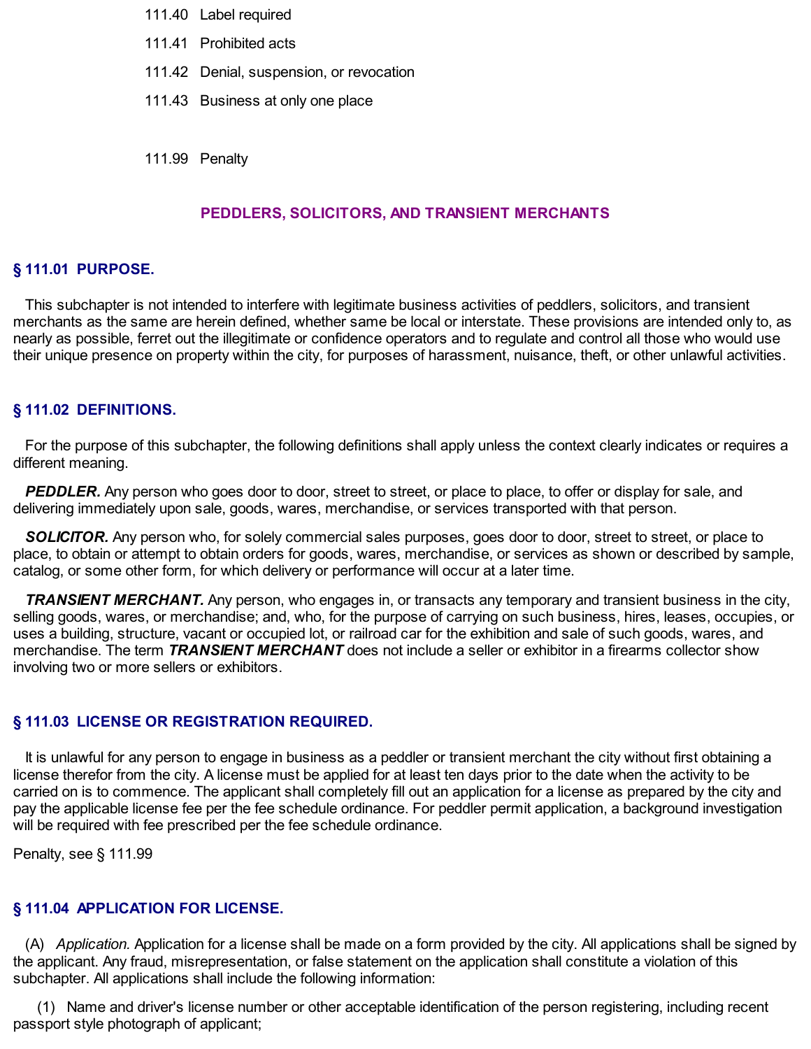111.40 Label required

111.41 Prohibited acts

111.42 Denial, suspension, or revocation

111.43 Business at only one place

111.99 Penalty

## PEDDLERS, SOLICITORS, AND TRANSIENT MERCHANTS

### § 111.01 PURPOSE.

This subchapter is not intended to interfere with legitimate business activities of peddlers, solicitors, and transient merchants as the same are herein defined, whether same be local or interstate. These provisions are intended only to, as nearly as possible, ferret out the illegitimate or confidence operators and to regulate and control all those who would use their unique presence on property within the city, for purposes of harassment, nuisance, theft, or other unlawful activities.

### § 111.02 DEFINITIONS.

For the purpose of this subchapter, the following definitions shall apply unless the context clearly indicates or requires a different meaning.

***PEDDLER.*** Any person who goes door to door, street to street, or place to place, to offer or display for sale, and delivering immediately upon sale, goods, wares, merchandise, or services transported with that person.

***SOLICITOR.*** Any person who, for solely commercial sales purposes, goes door to door, street to street, or place to place, to obtain or attempt to obtain orders for goods, wares, merchandise, or services as shown or described by sample, catalog, or some other form, for which delivery or performance will occur at a later time.

***TRANSIENT MERCHANT.*** Any person, who engages in, or transacts any temporary and transient business in the city, selling goods, wares, or merchandise; and, who, for the purpose of carrying on such business, hires, leases, occupies, or uses a building, structure, vacant or occupied lot, or railroad car for the exhibition and sale of such goods, wares, and merchandise. The term ***TRANSIENT MERCHANT*** does not include a seller or exhibitor in a firearms collector show involving two or more sellers or exhibitors.

### § 111.03 LICENSE OR REGISTRATION REQUIRED.

It is unlawful for any person to engage in business as a peddler or transient merchant the city without first obtaining a license therefor from the city. A license must be applied for at least ten days prior to the date when the activity to be carried on is to commence. The applicant shall completely fill out an application for a license as prepared by the city and pay the applicable license fee per the fee schedule ordinance. For peddler permit application, a background investigation will be required with fee prescribed per the fee schedule ordinance.

Penalty, see § 111.99

### § 111.04 APPLICATION FOR LICENSE.

(A) *Application.* Application for a license shall be made on a form provided by the city. All applications shall be signed by the applicant. Any fraud, misrepresentation, or false statement on the application shall constitute a violation of this subchapter. All applications shall include the following information:

(1) Name and driver's license number or other acceptable identification of the person registering, including recent passport style photograph of applicant;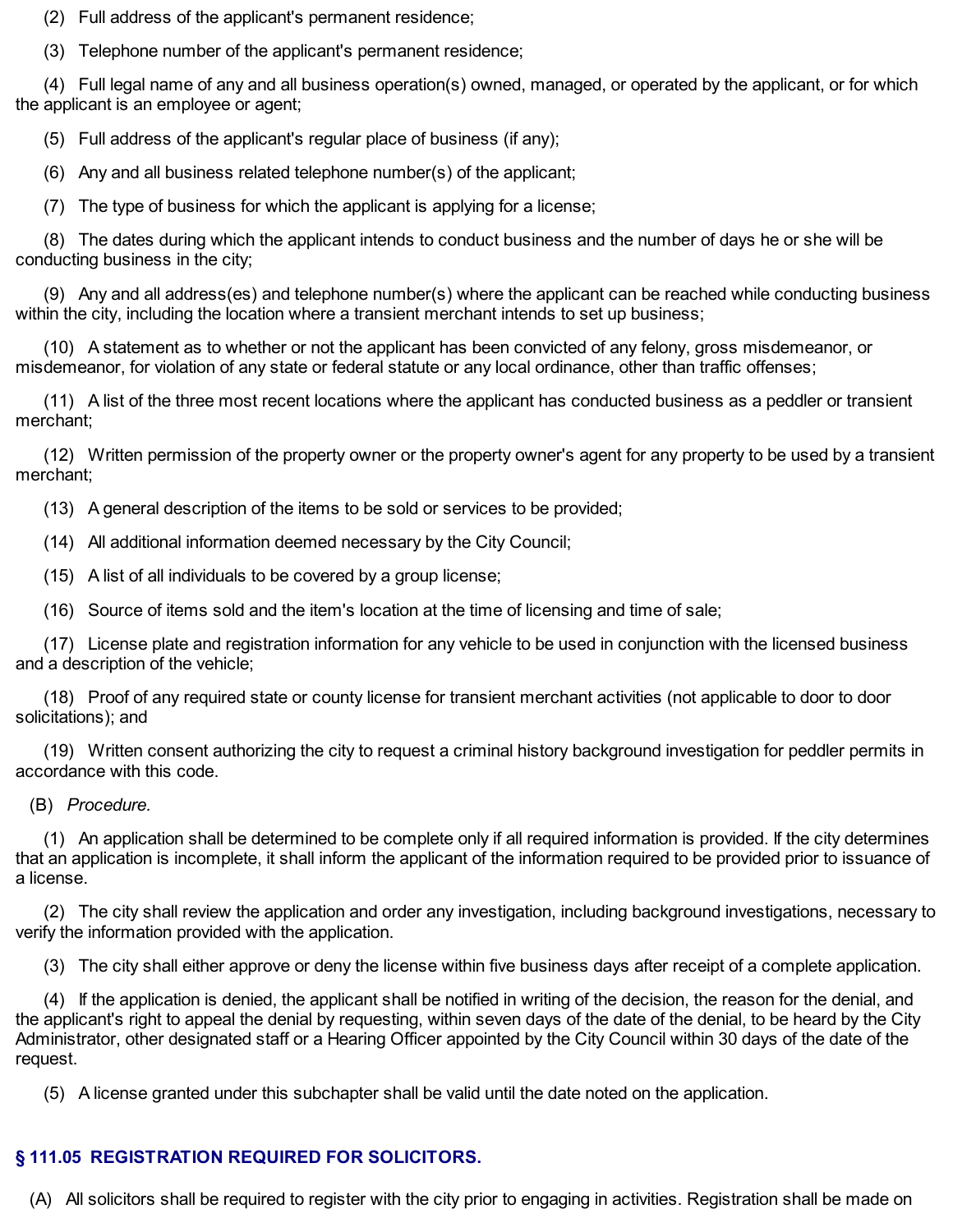(2) Full address of the applicant's permanent residence;

(3) Telephone number of the applicant's permanent residence;

(4) Full legal name of any and all business operation(s) owned, managed, or operated by the applicant, or for which the applicant is an employee or agent;

(5) Full address of the applicant's regular place of business (if any);

(6) Any and all business related telephone number(s) of the applicant;

(7) The type of business for which the applicant is applying for a license;

(8) The dates during which the applicant intends to conduct business and the number of days he or she will be conducting business in the city;

(9) Any and all address(es) and telephone number(s) where the applicant can be reached while conducting business within the city, including the location where a transient merchant intends to set up business;

(10) A statement as to whether or not the applicant has been convicted of any felony, gross misdemeanor, or misdemeanor, for violation of any state or federal statute or any local ordinance, other than traffic offenses;

(11) A list of the three most recent locations where the applicant has conducted business as a peddler or transient merchant;

(12) Written permission of the property owner or the property owner's agent for any property to be used by a transient merchant;

(13) A general description of the items to be sold or services to be provided;

(14) All additional information deemed necessary by the City Council;

(15) A list of all individuals to be covered by a group license;

(16) Source of items sold and the item's location at the time of licensing and time of sale;

(17) License plate and registration information for any vehicle to be used in conjunction with the licensed business and a description of the vehicle;

(18) Proof of any required state or county license for transient merchant activities (not applicable to door to door solicitations); and

(19) Written consent authorizing the city to request a criminal history background investigation for peddler permits in accordance with this code.

(B) *Procedure.*

(1) An application shall be determined to be complete only if all required information is provided. If the city determines that an application is incomplete, it shall inform the applicant of the information required to be provided prior to issuance of a license.

(2) The city shall review the application and order any investigation, including background investigations, necessary to verify the information provided with the application.

(3) The city shall either approve or deny the license within five business days after receipt of a complete application.

(4) If the application is denied, the applicant shall be notified in writing of the decision, the reason for the denial, and the applicant's right to appeal the denial by requesting, within seven days of the date of the denial, to be heard by the City Administrator, other designated staff or a Hearing Officer appointed by the City Council within 30 days of the date of the request.

(5) A license granted under this subchapter shall be valid until the date noted on the application.

## § 111.05 REGISTRATION REQUIRED FOR SOLICITORS.

(A) All solicitors shall be required to register with the city prior to engaging in activities. Registration shall be made on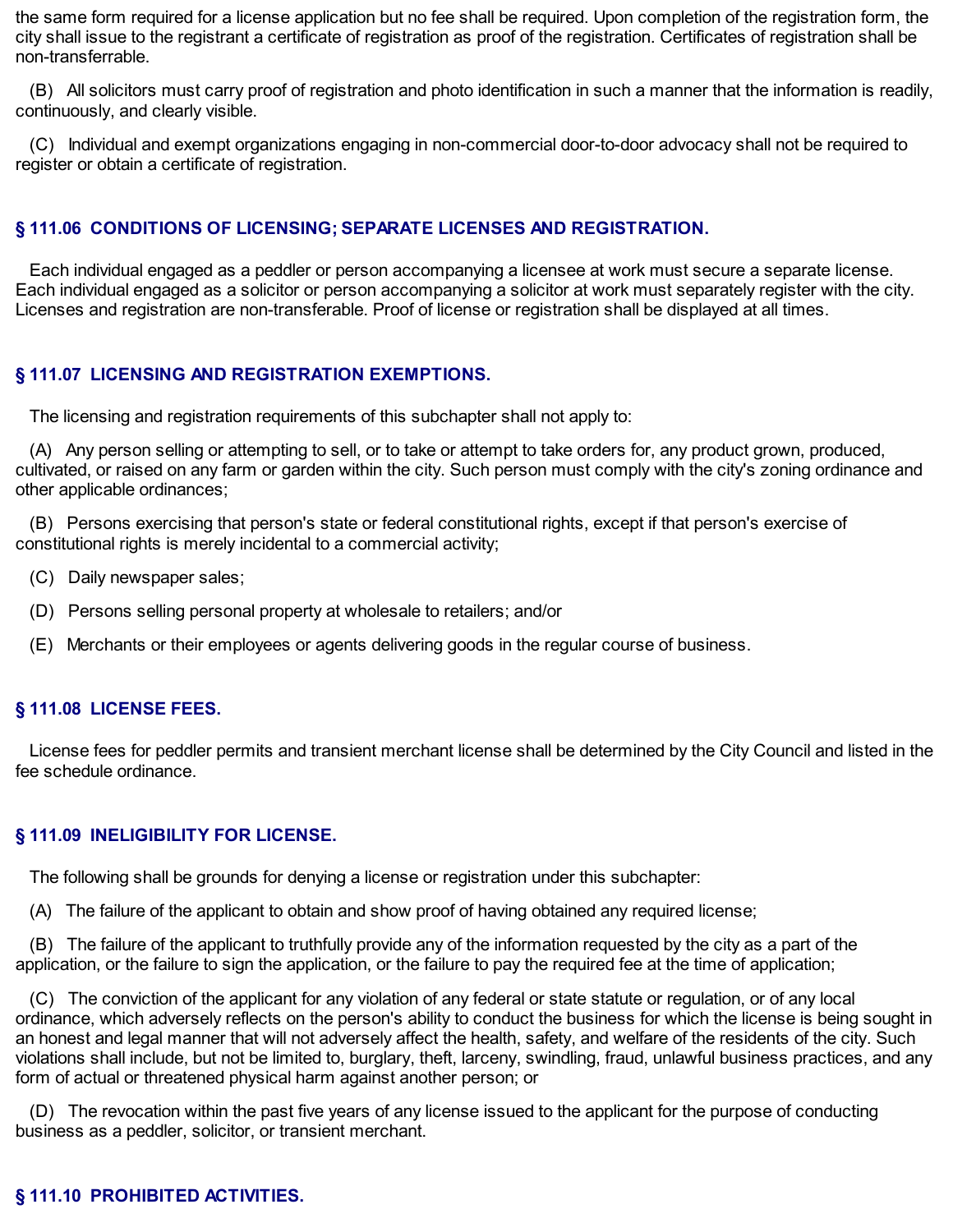the same form required for a license application but no fee shall be required. Upon completion of the registration form, the city shall issue to the registrant a certificate of registration as proof of the registration. Certificates of registration shall be non-transferrable.

(B) All solicitors must carry proof of registration and photo identification in such a manner that the information is readily, continuously, and clearly visible.

(C) Individual and exempt organizations engaging in non-commercial door-to-door advocacy shall not be required to register or obtain a certificate of registration.

## § 111.06 CONDITIONS OF LICENSING; SEPARATE LICENSES AND REGISTRATION.

Each individual engaged as a peddler or person accompanying a licensee at work must secure a separate license. Each individual engaged as a solicitor or person accompanying a solicitor at work must separately register with the city. Licenses and registration are non-transferable. Proof of license or registration shall be displayed at all times.

## § 111.07 LICENSING AND REGISTRATION EXEMPTIONS.

The licensing and registration requirements of this subchapter shall not apply to:

(A) Any person selling or attempting to sell, or to take or attempt to take orders for, any product grown, produced, cultivated, or raised on any farm or garden within the city. Such person must comply with the city's zoning ordinance and other applicable ordinances;

(B) Persons exercising that person's state or federal constitutional rights, except if that person's exercise of constitutional rights is merely incidental to a commercial activity;

(C) Daily newspaper sales;

(D) Persons selling personal property at wholesale to retailers; and/or

(E) Merchants or their employees or agents delivering goods in the regular course of business.

## § 111.08 LICENSE FEES.

License fees for peddler permits and transient merchant license shall be determined by the City Council and listed in the fee schedule ordinance.

## § 111.09 INELIGIBILITY FOR LICENSE.

The following shall be grounds for denying a license or registration under this subchapter:

(A) The failure of the applicant to obtain and show proof of having obtained any required license;

(B) The failure of the applicant to truthfully provide any of the information requested by the city as a part of the application, or the failure to sign the application, or the failure to pay the required fee at the time of application;

(C) The conviction of the applicant for any violation of any federal or state statute or regulation, or of any local ordinance, which adversely reflects on the person's ability to conduct the business for which the license is being sought in an honest and legal manner that will not adversely affect the health, safety, and welfare of the residents of the city. Such violations shall include, but not be limited to, burglary, theft, larceny, swindling, fraud, unlawful business practices, and any form of actual or threatened physical harm against another person; or

(D) The revocation within the past five years of any license issued to the applicant for the purpose of conducting business as a peddler, solicitor, or transient merchant.

## § 111.10 PROHIBITED ACTIVITIES.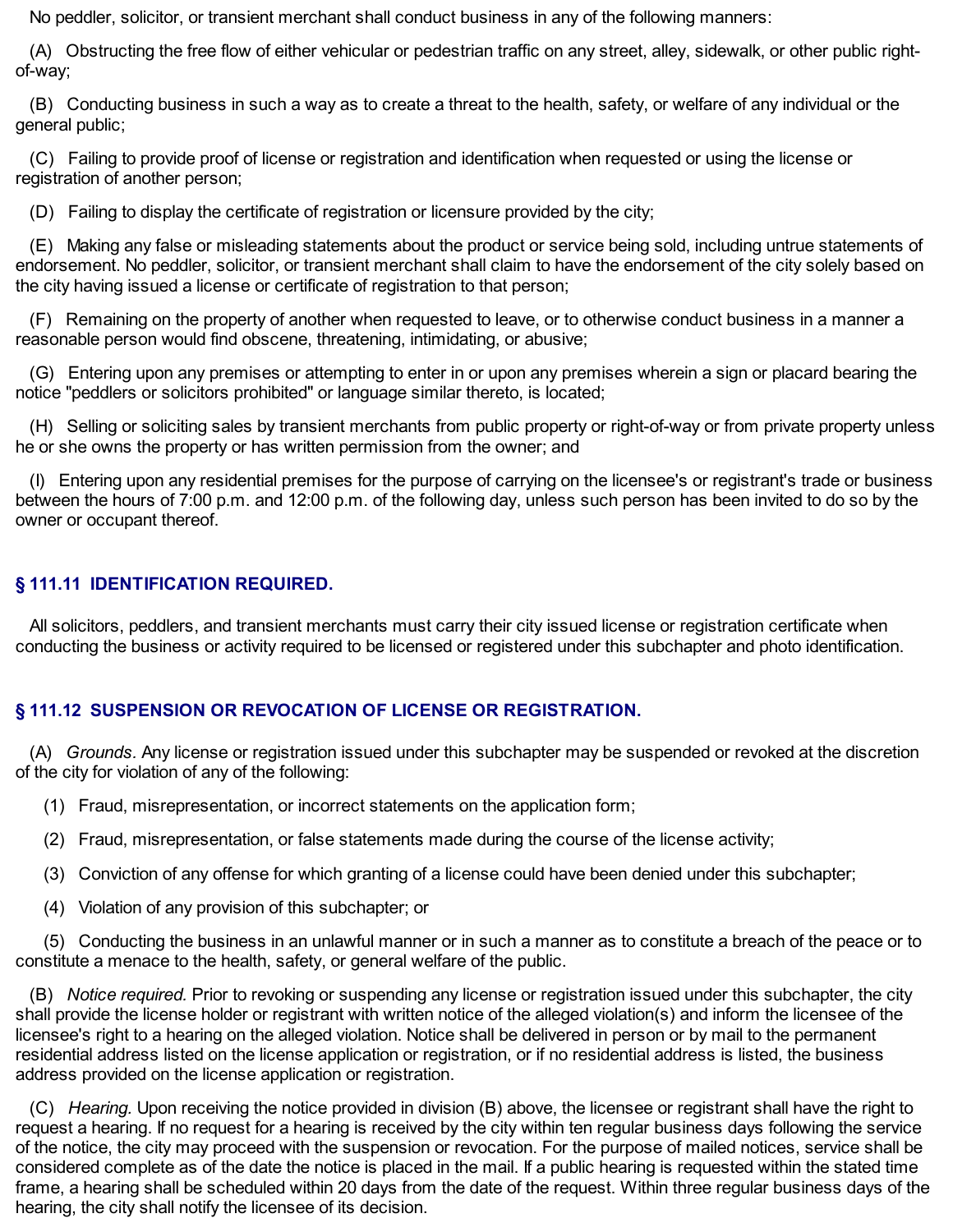No peddler, solicitor, or transient merchant shall conduct business in any of the following manners:

(A) Obstructing the free flow of either vehicular or pedestrian traffic on any street, alley, sidewalk, or other public right-of-way;

(B) Conducting business in such a way as to create a threat to the health, safety, or welfare of any individual or the general public;

(C) Failing to provide proof of license or registration and identification when requested or using the license or registration of another person;

(D) Failing to display the certificate of registration or licensure provided by the city;

(E) Making any false or misleading statements about the product or service being sold, including untrue statements of endorsement. No peddler, solicitor, or transient merchant shall claim to have the endorsement of the city solely based on the city having issued a license or certificate of registration to that person;

(F) Remaining on the property of another when requested to leave, or to otherwise conduct business in a manner a reasonable person would find obscene, threatening, intimidating, or abusive;

(G) Entering upon any premises or attempting to enter in or upon any premises wherein a sign or placard bearing the notice "peddlers or solicitors prohibited" or language similar thereto, is located;

(H) Selling or soliciting sales by transient merchants from public property or right-of-way or from private property unless he or she owns the property or has written permission from the owner; and

(I) Entering upon any residential premises for the purpose of carrying on the licensee's or registrant's trade or business between the hours of 7:00 p.m. and 12:00 p.m. of the following day, unless such person has been invited to do so by the owner or occupant thereof.

## § 111.11 IDENTIFICATION REQUIRED.

All solicitors, peddlers, and transient merchants must carry their city issued license or registration certificate when conducting the business or activity required to be licensed or registered under this subchapter and photo identification.

## § 111.12 SUSPENSION OR REVOCATION OF LICENSE OR REGISTRATION.

(A) *Grounds.* Any license or registration issued under this subchapter may be suspended or revoked at the discretion of the city for violation of any of the following:

(1) Fraud, misrepresentation, or incorrect statements on the application form;

(2) Fraud, misrepresentation, or false statements made during the course of the license activity;

(3) Conviction of any offense for which granting of a license could have been denied under this subchapter;

(4) Violation of any provision of this subchapter; or

(5) Conducting the business in an unlawful manner or in such a manner as to constitute a breach of the peace or to constitute a menace to the health, safety, or general welfare of the public.

(B) *Notice required.* Prior to revoking or suspending any license or registration issued under this subchapter, the city shall provide the license holder or registrant with written notice of the alleged violation(s) and inform the licensee of the licensee's right to a hearing on the alleged violation. Notice shall be delivered in person or by mail to the permanent residential address listed on the license application or registration, or if no residential address is listed, the business address provided on the license application or registration.

(C) *Hearing.* Upon receiving the notice provided in division (B) above, the licensee or registrant shall have the right to request a hearing. If no request for a hearing is received by the city within ten regular business days following the service of the notice, the city may proceed with the suspension or revocation. For the purpose of mailed notices, service shall be considered complete as of the date the notice is placed in the mail. If a public hearing is requested within the stated time frame, a hearing shall be scheduled within 20 days from the date of the request. Within three regular business days of the hearing, the city shall notify the licensee of its decision.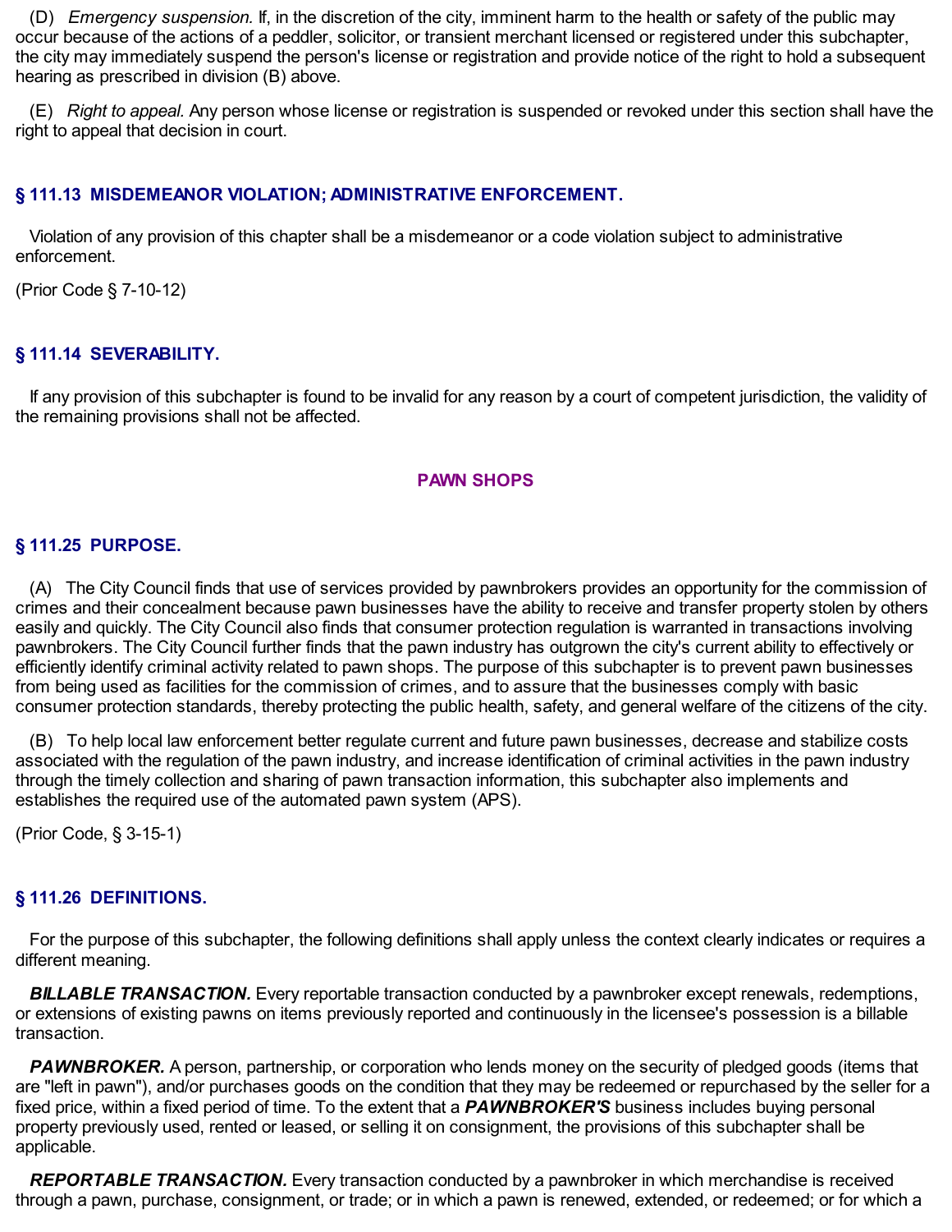(D) *Emergency suspension.* If, in the discretion of the city, imminent harm to the health or safety of the public may occur because of the actions of a peddler, solicitor, or transient merchant licensed or registered under this subchapter, the city may immediately suspend the person's license or registration and provide notice of the right to hold a subsequent hearing as prescribed in division (B) above.

(E) *Right to appeal.* Any person whose license or registration is suspended or revoked under this section shall have the right to appeal that decision in court.

## § 111.13 MISDEMEANOR VIOLATION; ADMINISTRATIVE ENFORCEMENT.

Violation of any provision of this chapter shall be a misdemeanor or a code violation subject to administrative enforcement.

(Prior Code § 7-10-12)

## § 111.14 SEVERABILITY.

If any provision of this subchapter is found to be invalid for any reason by a court of competent jurisdiction, the validity of the remaining provisions shall not be affected.

# PAWN SHOPS

## § 111.25 PURPOSE.

(A) The City Council finds that use of services provided by pawnbrokers provides an opportunity for the commission of crimes and their concealment because pawn businesses have the ability to receive and transfer property stolen by others easily and quickly. The City Council also finds that consumer protection regulation is warranted in transactions involving pawnbrokers. The City Council further finds that the pawn industry has outgrown the city's current ability to effectively or efficiently identify criminal activity related to pawn shops. The purpose of this subchapter is to prevent pawn businesses from being used as facilities for the commission of crimes, and to assure that the businesses comply with basic consumer protection standards, thereby protecting the public health, safety, and general welfare of the citizens of the city.

(B) To help local law enforcement better regulate current and future pawn businesses, decrease and stabilize costs associated with the regulation of the pawn industry, and increase identification of criminal activities in the pawn industry through the timely collection and sharing of pawn transaction information, this subchapter also implements and establishes the required use of the automated pawn system (APS).

(Prior Code, § 3-15-1)

## § 111.26 DEFINITIONS.

For the purpose of this subchapter, the following definitions shall apply unless the context clearly indicates or requires a different meaning.

***BILLABLE TRANSACTION.*** Every reportable transaction conducted by a pawnbroker except renewals, redemptions, or extensions of existing pawns on items previously reported and continuously in the licensee's possession is a billable transaction.

***PAWNBROKER.*** A person, partnership, or corporation who lends money on the security of pledged goods (items that are "left in pawn"), and/or purchases goods on the condition that they may be redeemed or repurchased by the seller for a fixed price, within a fixed period of time. To the extent that a ***PAWNBROKER'S*** business includes buying personal property previously used, rented or leased, or selling it on consignment, the provisions of this subchapter shall be applicable.

***REPORTABLE TRANSACTION.*** Every transaction conducted by a pawnbroker in which merchandise is received through a pawn, purchase, consignment, or trade; or in which a pawn is renewed, extended, or redeemed; or for which a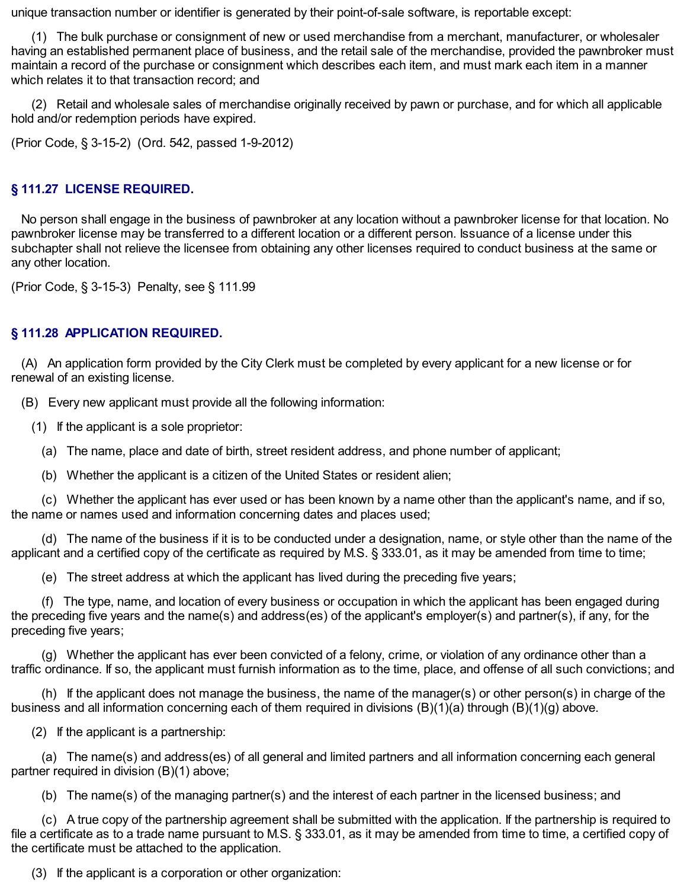unique transaction number or identifier is generated by their point-of-sale software, is reportable except:

(1) The bulk purchase or consignment of new or used merchandise from a merchant, manufacturer, or wholesaler having an established permanent place of business, and the retail sale of the merchandise, provided the pawnbroker must maintain a record of the purchase or consignment which describes each item, and must mark each item in a manner which relates it to that transaction record; and

(2) Retail and wholesale sales of merchandise originally received by pawn or purchase, and for which all applicable hold and/or redemption periods have expired.

(Prior Code, § 3-15-2) (Ord. 542, passed 1-9-2012)

## § 111.27 LICENSE REQUIRED.

No person shall engage in the business of pawnbroker at any location without a pawnbroker license for that location. No pawnbroker license may be transferred to a different location or a different person. Issuance of a license under this subchapter shall not relieve the licensee from obtaining any other licenses required to conduct business at the same or any other location.

(Prior Code, § 3-15-3) Penalty, see § 111.99

## § 111.28 APPLICATION REQUIRED.

(A) An application form provided by the City Clerk must be completed by every applicant for a new license or for renewal of an existing license.

(B) Every new applicant must provide all the following information:

(1) If the applicant is a sole proprietor:

(a) The name, place and date of birth, street resident address, and phone number of applicant;

(b) Whether the applicant is a citizen of the United States or resident alien;

(c) Whether the applicant has ever used or has been known by a name other than the applicant's name, and if so, the name or names used and information concerning dates and places used;

(d) The name of the business if it is to be conducted under a designation, name, or style other than the name of the applicant and a certified copy of the certificate as required by M.S. § 333.01, as it may be amended from time to time;

(e) The street address at which the applicant has lived during the preceding five years;

(f) The type, name, and location of every business or occupation in which the applicant has been engaged during the preceding five years and the name(s) and address(es) of the applicant's employer(s) and partner(s), if any, for the preceding five years;

(g) Whether the applicant has ever been convicted of a felony, crime, or violation of any ordinance other than a traffic ordinance. If so, the applicant must furnish information as to the time, place, and offense of all such convictions; and

(h) If the applicant does not manage the business, the name of the manager(s) or other person(s) in charge of the business and all information concerning each of them required in divisions (B)(1)(a) through (B)(1)(g) above.

(2) If the applicant is a partnership:

(a) The name(s) and address(es) of all general and limited partners and all information concerning each general partner required in division (B)(1) above;

(b) The name(s) of the managing partner(s) and the interest of each partner in the licensed business; and

(c) A true copy of the partnership agreement shall be submitted with the application. If the partnership is required to file a certificate as to a trade name pursuant to M.S. § 333.01, as it may be amended from time to time, a certified copy of the certificate must be attached to the application.

(3) If the applicant is a corporation or other organization: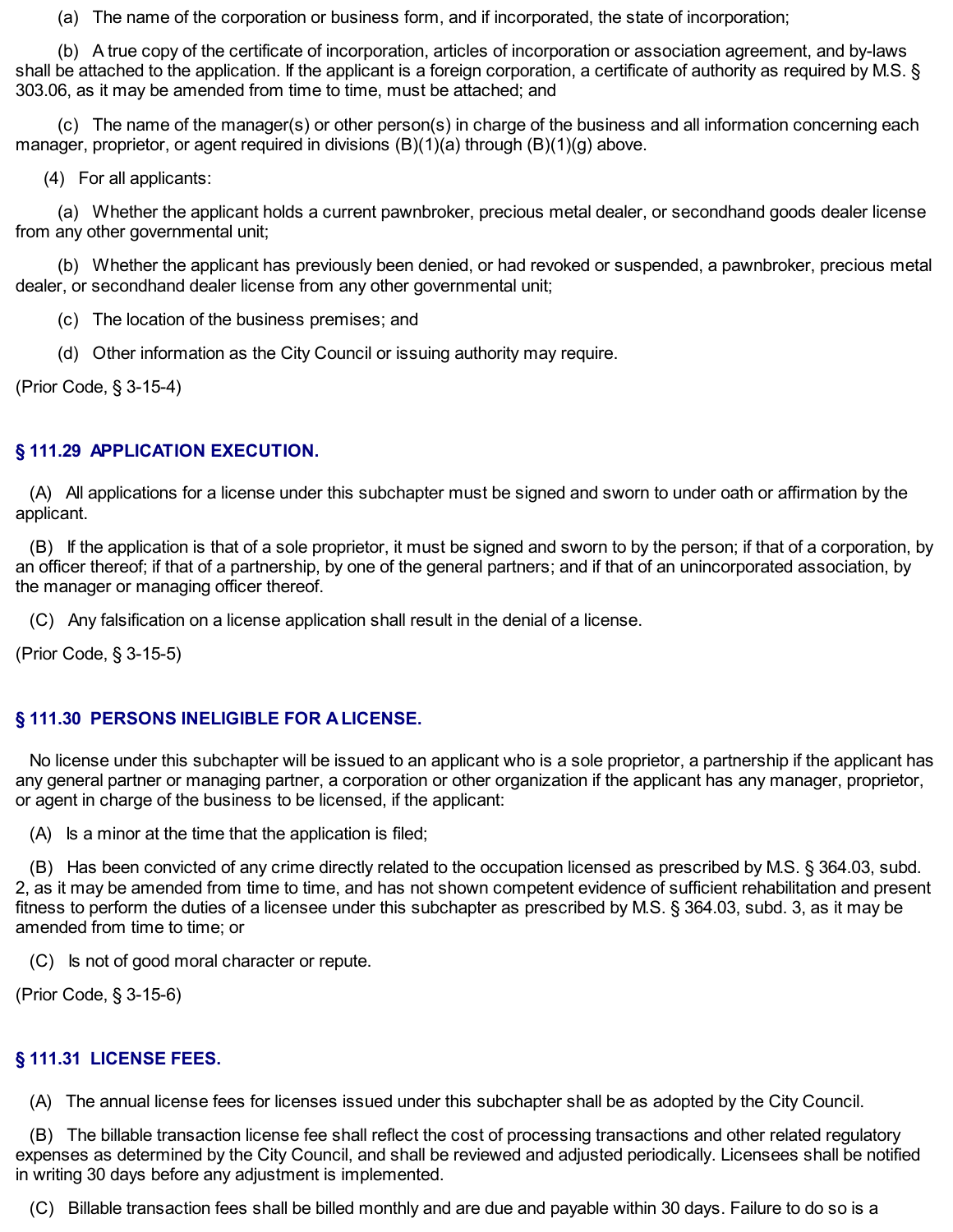(a) The name of the corporation or business form, and if incorporated, the state of incorporation;

(b) A true copy of the certificate of incorporation, articles of incorporation or association agreement, and by-laws shall be attached to the application. If the applicant is a foreign corporation, a certificate of authority as required by M.S. § 303.06, as it may be amended from time to time, must be attached; and

(c) The name of the manager(s) or other person(s) in charge of the business and all information concerning each manager, proprietor, or agent required in divisions (B)(1)(a) through (B)(1)(g) above.

(4) For all applicants:

(a) Whether the applicant holds a current pawnbroker, precious metal dealer, or secondhand goods dealer license from any other governmental unit;

(b) Whether the applicant has previously been denied, or had revoked or suspended, a pawnbroker, precious metal dealer, or secondhand dealer license from any other governmental unit;

(c) The location of the business premises; and

(d) Other information as the City Council or issuing authority may require.

(Prior Code, § 3-15-4)

## § 111.29 APPLICATION EXECUTION.

(A) All applications for a license under this subchapter must be signed and sworn to under oath or affirmation by the applicant.

(B) If the application is that of a sole proprietor, it must be signed and sworn to by the person; if that of a corporation, by an officer thereof; if that of a partnership, by one of the general partners; and if that of an unincorporated association, by the manager or managing officer thereof.

(C) Any falsification on a license application shall result in the denial of a license.

(Prior Code, § 3-15-5)

## § 111.30 PERSONS INELIGIBLE FOR A LICENSE.

No license under this subchapter will be issued to an applicant who is a sole proprietor, a partnership if the applicant has any general partner or managing partner, a corporation or other organization if the applicant has any manager, proprietor, or agent in charge of the business to be licensed, if the applicant:

(A) Is a minor at the time that the application is filed;

(B) Has been convicted of any crime directly related to the occupation licensed as prescribed by M.S. § 364.03, subd. 2, as it may be amended from time to time, and has not shown competent evidence of sufficient rehabilitation and present fitness to perform the duties of a licensee under this subchapter as prescribed by M.S. § 364.03, subd. 3, as it may be amended from time to time; or

(C) Is not of good moral character or repute.

(Prior Code, § 3-15-6)

## § 111.31 LICENSE FEES.

(A) The annual license fees for licenses issued under this subchapter shall be as adopted by the City Council.

(B) The billable transaction license fee shall reflect the cost of processing transactions and other related regulatory expenses as determined by the City Council, and shall be reviewed and adjusted periodically. Licensees shall be notified in writing 30 days before any adjustment is implemented.

(C) Billable transaction fees shall be billed monthly and are due and payable within 30 days. Failure to do so is a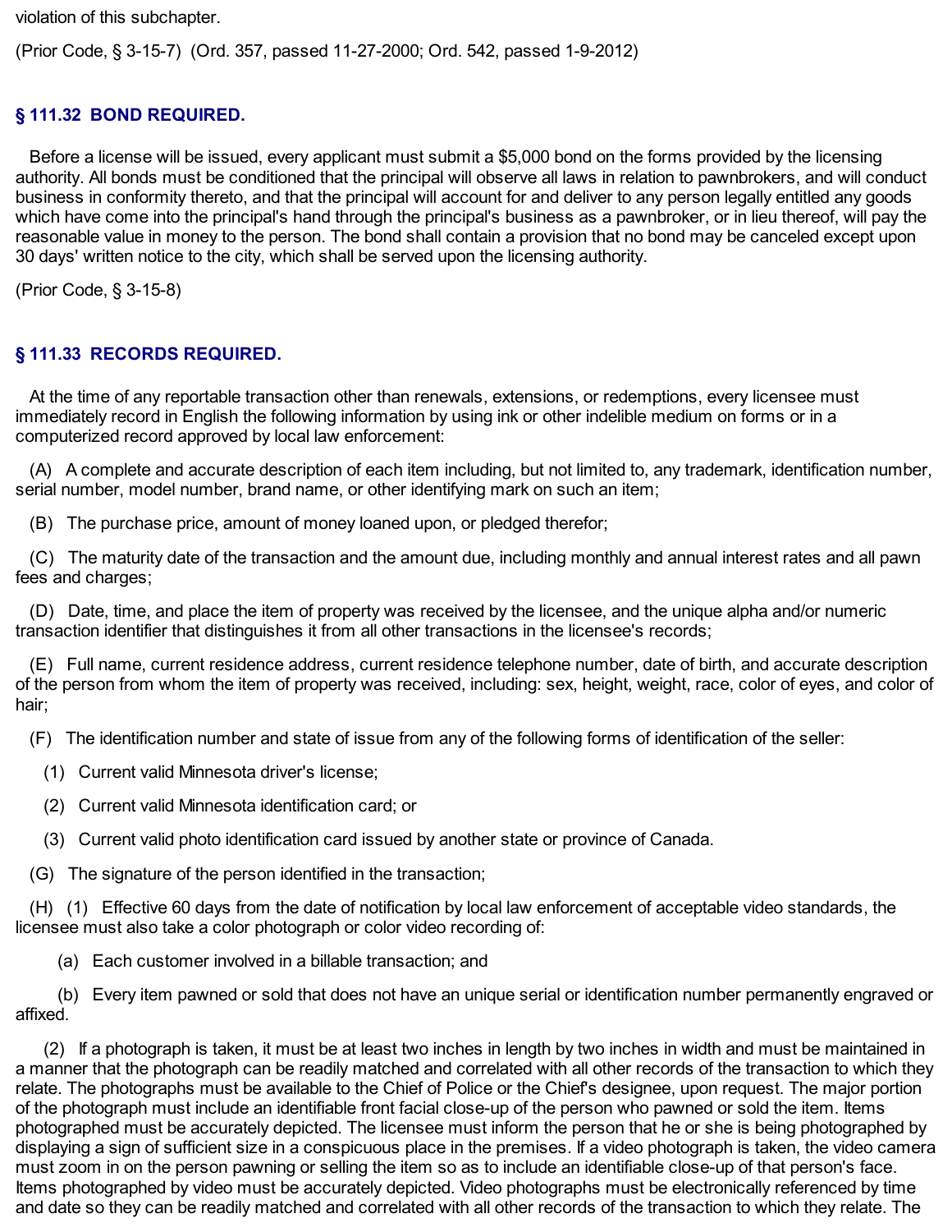violation of this subchapter.

(Prior Code, § 3-15-7) (Ord. 357, passed 11-27-2000; Ord. 542, passed 1-9-2012)

### § 111.32 BOND REQUIRED.

Before a license will be issued, every applicant must submit a $5,000 bond on the forms provided by the licensing authority. All bonds must be conditioned that the principal will observe all laws in relation to pawnbrokers, and will conduct business in conformity thereto, and that the principal will account for and deliver to any person legally entitled any goods which have come into the principal's hand through the principal's business as a pawnbroker, or in lieu thereof, will pay the reasonable value in money to the person. The bond shall contain a provision that no bond may be canceled except upon 30 days' written notice to the city, which shall be served upon the licensing authority.

(Prior Code, § 3-15-8)

### § 111.33 RECORDS REQUIRED.

At the time of any reportable transaction other than renewals, extensions, or redemptions, every licensee must immediately record in English the following information by using ink or other indelible medium on forms or in a computerized record approved by local law enforcement:

(A) A complete and accurate description of each item including, but not limited to, any trademark, identification number, serial number, model number, brand name, or other identifying mark on such an item;

(B) The purchase price, amount of money loaned upon, or pledged therefor;

(C) The maturity date of the transaction and the amount due, including monthly and annual interest rates and all pawn fees and charges;

(D) Date, time, and place the item of property was received by the licensee, and the unique alpha and/or numeric transaction identifier that distinguishes it from all other transactions in the licensee's records;

(E) Full name, current residence address, current residence telephone number, date of birth, and accurate description of the person from whom the item of property was received, including: sex, height, weight, race, color of eyes, and color of hair;

(F) The identification number and state of issue from any of the following forms of identification of the seller:

(1) Current valid Minnesota driver's license;

(2) Current valid Minnesota identification card; or

(3) Current valid photo identification card issued by another state or province of Canada.

(G) The signature of the person identified in the transaction;

(H) (1) Effective 60 days from the date of notification by local law enforcement of acceptable video standards, the licensee must also take a color photograph or color video recording of:

(a) Each customer involved in a billable transaction; and

(b) Every item pawned or sold that does not have an unique serial or identification number permanently engraved or affixed.

(2) If a photograph is taken, it must be at least two inches in length by two inches in width and must be maintained in a manner that the photograph can be readily matched and correlated with all other records of the transaction to which they relate. The photographs must be available to the Chief of Police or the Chief's designee, upon request. The major portion of the photograph must include an identifiable front facial close-up of the person who pawned or sold the item. Items photographed must be accurately depicted. The licensee must inform the person that he or she is being photographed by displaying a sign of sufficient size in a conspicuous place in the premises. If a video photograph is taken, the video camera must zoom in on the person pawning or selling the item so as to include an identifiable close-up of that person's face. Items photographed by video must be accurately depicted. Video photographs must be electronically referenced by time and date so they can be readily matched and correlated with all other records of the transaction to which they relate. The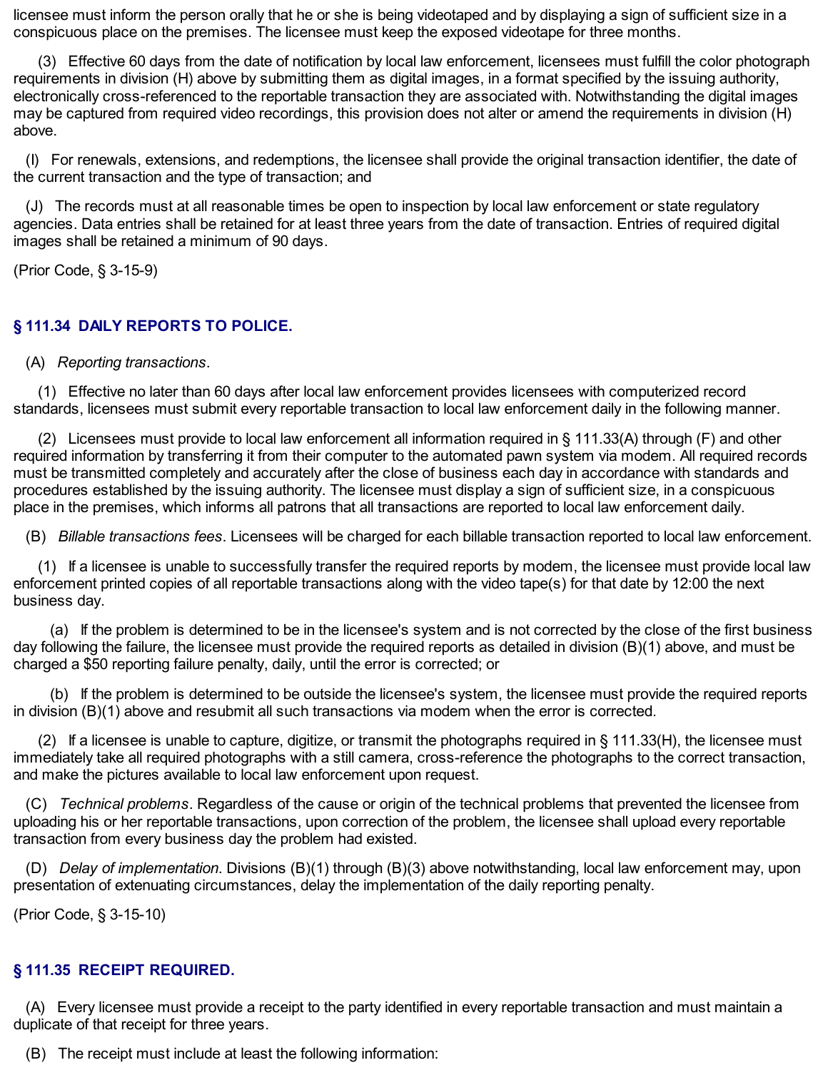licensee must inform the person orally that he or she is being videotaped and by displaying a sign of sufficient size in a conspicuous place on the premises. The licensee must keep the exposed videotape for three months.

(3) Effective 60 days from the date of notification by local law enforcement, licensees must fulfill the color photograph requirements in division (H) above by submitting them as digital images, in a format specified by the issuing authority, electronically cross-referenced to the reportable transaction they are associated with. Notwithstanding the digital images may be captured from required video recordings, this provision does not alter or amend the requirements in division (H) above.

(I) For renewals, extensions, and redemptions, the licensee shall provide the original transaction identifier, the date of the current transaction and the type of transaction; and

(J) The records must at all reasonable times be open to inspection by local law enforcement or state regulatory agencies. Data entries shall be retained for at least three years from the date of transaction. Entries of required digital images shall be retained a minimum of 90 days.

(Prior Code, § 3-15-9)

## § 111.34 DAILY REPORTS TO POLICE.

(A) *Reporting transactions*.

(1) Effective no later than 60 days after local law enforcement provides licensees with computerized record standards, licensees must submit every reportable transaction to local law enforcement daily in the following manner.

(2) Licensees must provide to local law enforcement all information required in § 111.33(A) through (F) and other required information by transferring it from their computer to the automated pawn system via modem. All required records must be transmitted completely and accurately after the close of business each day in accordance with standards and procedures established by the issuing authority. The licensee must display a sign of sufficient size, in a conspicuous place in the premises, which informs all patrons that all transactions are reported to local law enforcement daily.

(B) *Billable transactions fees*. Licensees will be charged for each billable transaction reported to local law enforcement.

(1) If a licensee is unable to successfully transfer the required reports by modem, the licensee must provide local law enforcement printed copies of all reportable transactions along with the video tape(s) for that date by 12:00 the next business day.

(a) If the problem is determined to be in the licensee's system and is not corrected by the close of the first business day following the failure, the licensee must provide the required reports as detailed in division (B)(1) above, and must be charged a $50 reporting failure penalty, daily, until the error is corrected; or

(b) If the problem is determined to be outside the licensee's system, the licensee must provide the required reports in division (B)(1) above and resubmit all such transactions via modem when the error is corrected.

(2) If a licensee is unable to capture, digitize, or transmit the photographs required in § 111.33(H), the licensee must immediately take all required photographs with a still camera, cross-reference the photographs to the correct transaction, and make the pictures available to local law enforcement upon request.

(C) *Technical problems*. Regardless of the cause or origin of the technical problems that prevented the licensee from uploading his or her reportable transactions, upon correction of the problem, the licensee shall upload every reportable transaction from every business day the problem had existed.

(D) *Delay of implementation.* Divisions (B)(1) through (B)(3) above notwithstanding, local law enforcement may, upon presentation of extenuating circumstances, delay the implementation of the daily reporting penalty.

(Prior Code, § 3-15-10)

## § 111.35 RECEIPT REQUIRED.

(A) Every licensee must provide a receipt to the party identified in every reportable transaction and must maintain a duplicate of that receipt for three years.

(B) The receipt must include at least the following information: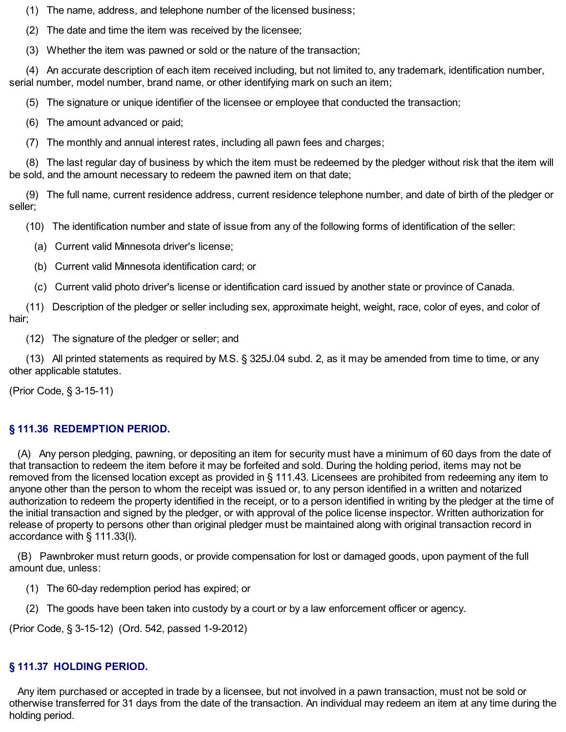(1) The name, address, and telephone number of the licensed business;

(2) The date and time the item was received by the licensee;

(3) Whether the item was pawned or sold or the nature of the transaction;

(4) An accurate description of each item received including, but not limited to, any trademark, identification number, serial number, model number, brand name, or other identifying mark on such an item;

(5) The signature or unique identifier of the licensee or employee that conducted the transaction;

(6) The amount advanced or paid;

(7) The monthly and annual interest rates, including all pawn fees and charges;

(8) The last regular day of business by which the item must be redeemed by the pledger without risk that the item will be sold, and the amount necessary to redeem the pawned item on that date;

(9) The full name, current residence address, current residence telephone number, and date of birth of the pledger or seller;

(10) The identification number and state of issue from any of the following forms of identification of the seller:

(a) Current valid Minnesota driver's license;

(b) Current valid Minnesota identification card; or

(c) Current valid photo driver's license or identification card issued by another state or province of Canada.

(11) Description of the pledger or seller including sex, approximate height, weight, race, color of eyes, and color of hair;

(12) The signature of the pledger or seller; and

(13) All printed statements as required by M.S. § 325J.04 subd. 2, as it may be amended from time to time, or any other applicable statutes.

(Prior Code, § 3-15-11)

## § 111.36 REDEMPTION PERIOD.

(A) Any person pledging, pawning, or depositing an item for security must have a minimum of 60 days from the date of that transaction to redeem the item before it may be forfeited and sold. During the holding period, items may not be removed from the licensed location except as provided in § 111.43. Licensees are prohibited from redeeming any item to anyone other than the person to whom the receipt was issued or, to any person identified in a written and notarized authorization to redeem the property identified in the receipt, or to a person identified in writing by the pledger at the time of the initial transaction and signed by the pledger, or with approval of the police license inspector. Written authorization for release of property to persons other than original pledger must be maintained along with original transaction record in accordance with § 111.33(I).

(B) Pawnbroker must return goods, or provide compensation for lost or damaged goods, upon payment of the full amount due, unless:

(1) The 60-day redemption period has expired; or

(2) The goods have been taken into custody by a court or by a law enforcement officer or agency.

(Prior Code, § 3-15-12) (Ord. 542, passed 1-9-2012)

## § 111.37 HOLDING PERIOD.

Any item purchased or accepted in trade by a licensee, but not involved in a pawn transaction, must not be sold or otherwise transferred for 31 days from the date of the transaction. An individual may redeem an item at any time during the holding period.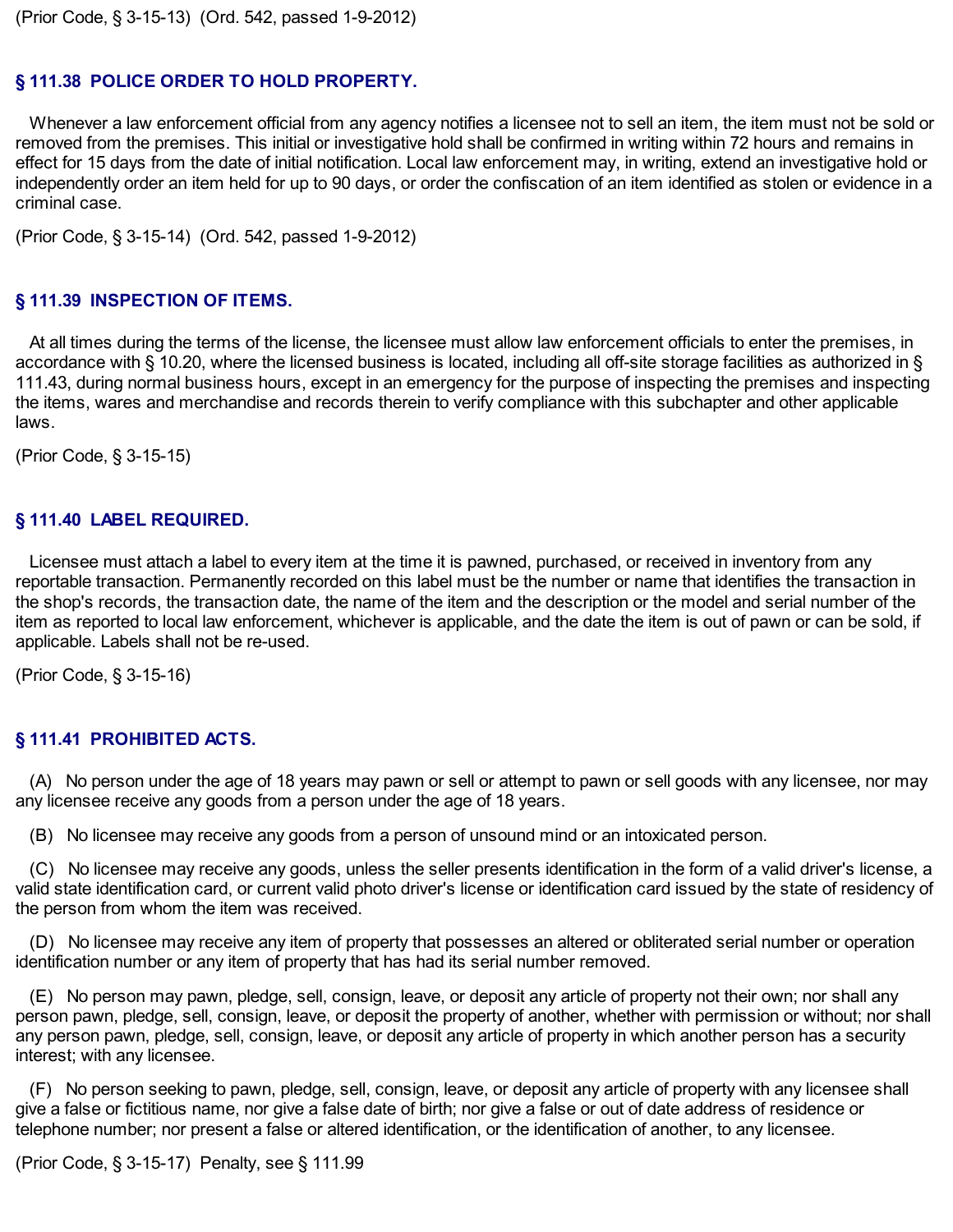(Prior Code, § 3-15-13) (Ord. 542, passed 1-9-2012)

## § 111.38 POLICE ORDER TO HOLD PROPERTY.

Whenever a law enforcement official from any agency notifies a licensee not to sell an item, the item must not be sold or removed from the premises. This initial or investigative hold shall be confirmed in writing within 72 hours and remains in effect for 15 days from the date of initial notification. Local law enforcement may, in writing, extend an investigative hold or independently order an item held for up to 90 days, or order the confiscation of an item identified as stolen or evidence in a criminal case.

(Prior Code, § 3-15-14) (Ord. 542, passed 1-9-2012)

## § 111.39 INSPECTION OF ITEMS.

At all times during the terms of the license, the licensee must allow law enforcement officials to enter the premises, in accordance with § 10.20, where the licensed business is located, including all off-site storage facilities as authorized in § 111.43, during normal business hours, except in an emergency for the purpose of inspecting the premises and inspecting the items, wares and merchandise and records therein to verify compliance with this subchapter and other applicable laws.

(Prior Code, § 3-15-15)

## § 111.40 LABEL REQUIRED.

Licensee must attach a label to every item at the time it is pawned, purchased, or received in inventory from any reportable transaction. Permanently recorded on this label must be the number or name that identifies the transaction in the shop's records, the transaction date, the name of the item and the description or the model and serial number of the item as reported to local law enforcement, whichever is applicable, and the date the item is out of pawn or can be sold, if applicable. Labels shall not be re-used.

(Prior Code, § 3-15-16)

## § 111.41 PROHIBITED ACTS.

(A) No person under the age of 18 years may pawn or sell or attempt to pawn or sell goods with any licensee, nor may any licensee receive any goods from a person under the age of 18 years.

(B) No licensee may receive any goods from a person of unsound mind or an intoxicated person.

(C) No licensee may receive any goods, unless the seller presents identification in the form of a valid driver's license, a valid state identification card, or current valid photo driver's license or identification card issued by the state of residency of the person from whom the item was received.

(D) No licensee may receive any item of property that possesses an altered or obliterated serial number or operation identification number or any item of property that has had its serial number removed.

(E) No person may pawn, pledge, sell, consign, leave, or deposit any article of property not their own; nor shall any person pawn, pledge, sell, consign, leave, or deposit the property of another, whether with permission or without; nor shall any person pawn, pledge, sell, consign, leave, or deposit any article of property in which another person has a security interest; with any licensee.

(F) No person seeking to pawn, pledge, sell, consign, leave, or deposit any article of property with any licensee shall give a false or fictitious name, nor give a false date of birth; nor give a false or out of date address of residence or telephone number; nor present a false or altered identification, or the identification of another, to any licensee.

(Prior Code, § 3-15-17) Penalty, see § 111.99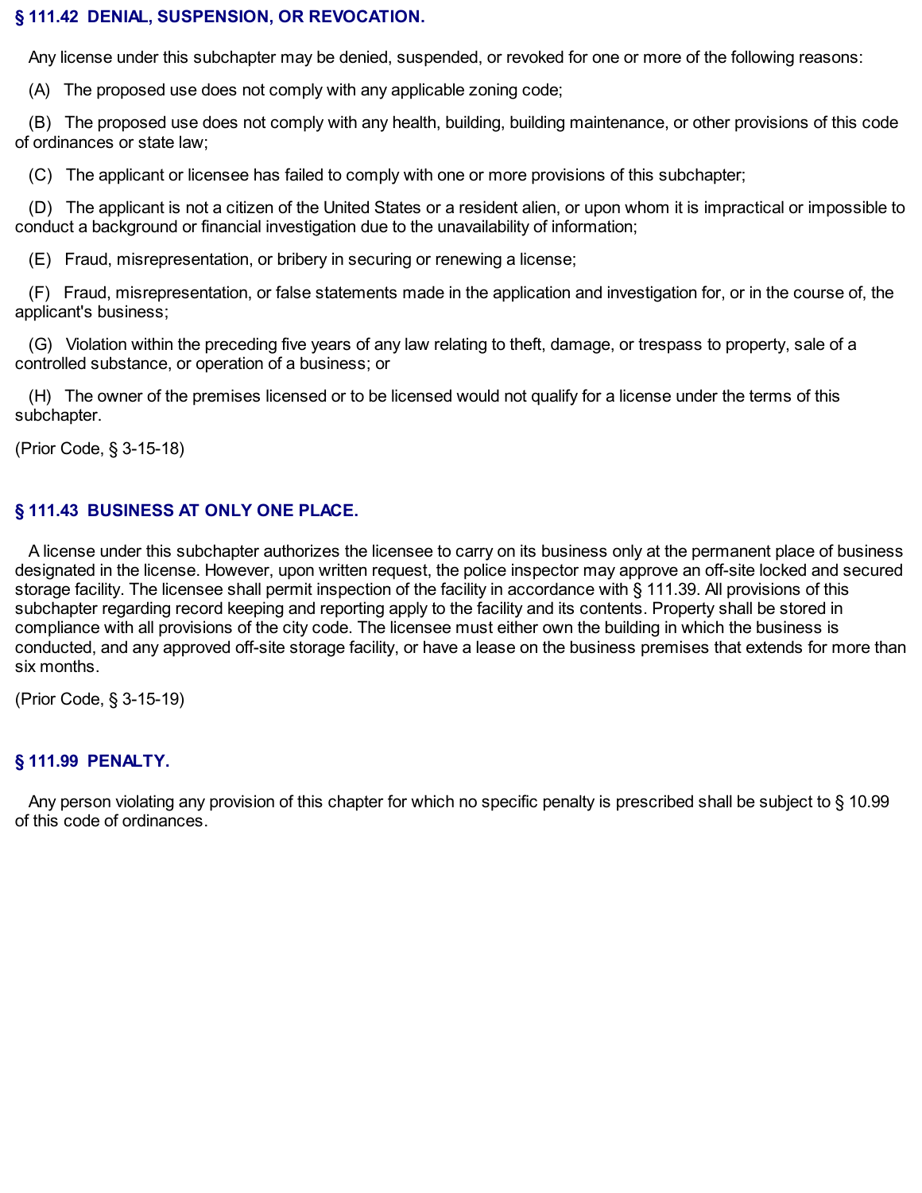## § 111.42 DENIAL, SUSPENSION, OR REVOCATION.

Any license under this subchapter may be denied, suspended, or revoked for one or more of the following reasons:

(A) The proposed use does not comply with any applicable zoning code;

(B) The proposed use does not comply with any health, building, building maintenance, or other provisions of this code of ordinances or state law;

(C) The applicant or licensee has failed to comply with one or more provisions of this subchapter;

(D) The applicant is not a citizen of the United States or a resident alien, or upon whom it is impractical or impossible to conduct a background or financial investigation due to the unavailability of information;

(E) Fraud, misrepresentation, or bribery in securing or renewing a license;

(F) Fraud, misrepresentation, or false statements made in the application and investigation for, or in the course of, the applicant's business;

(G) Violation within the preceding five years of any law relating to theft, damage, or trespass to property, sale of a controlled substance, or operation of a business; or

(H) The owner of the premises licensed or to be licensed would not qualify for a license under the terms of this subchapter.

(Prior Code, § 3-15-18)

## § 111.43 BUSINESS AT ONLY ONE PLACE.

A license under this subchapter authorizes the licensee to carry on its business only at the permanent place of business designated in the license. However, upon written request, the police inspector may approve an off-site locked and secured storage facility. The licensee shall permit inspection of the facility in accordance with § 111.39. All provisions of this subchapter regarding record keeping and reporting apply to the facility and its contents. Property shall be stored in compliance with all provisions of the city code. The licensee must either own the building in which the business is conducted, and any approved off-site storage facility, or have a lease on the business premises that extends for more than six months.

(Prior Code, § 3-15-19)

## § 111.99 PENALTY.

Any person violating any provision of this chapter for which no specific penalty is prescribed shall be subject to § 10.99 of this code of ordinances.